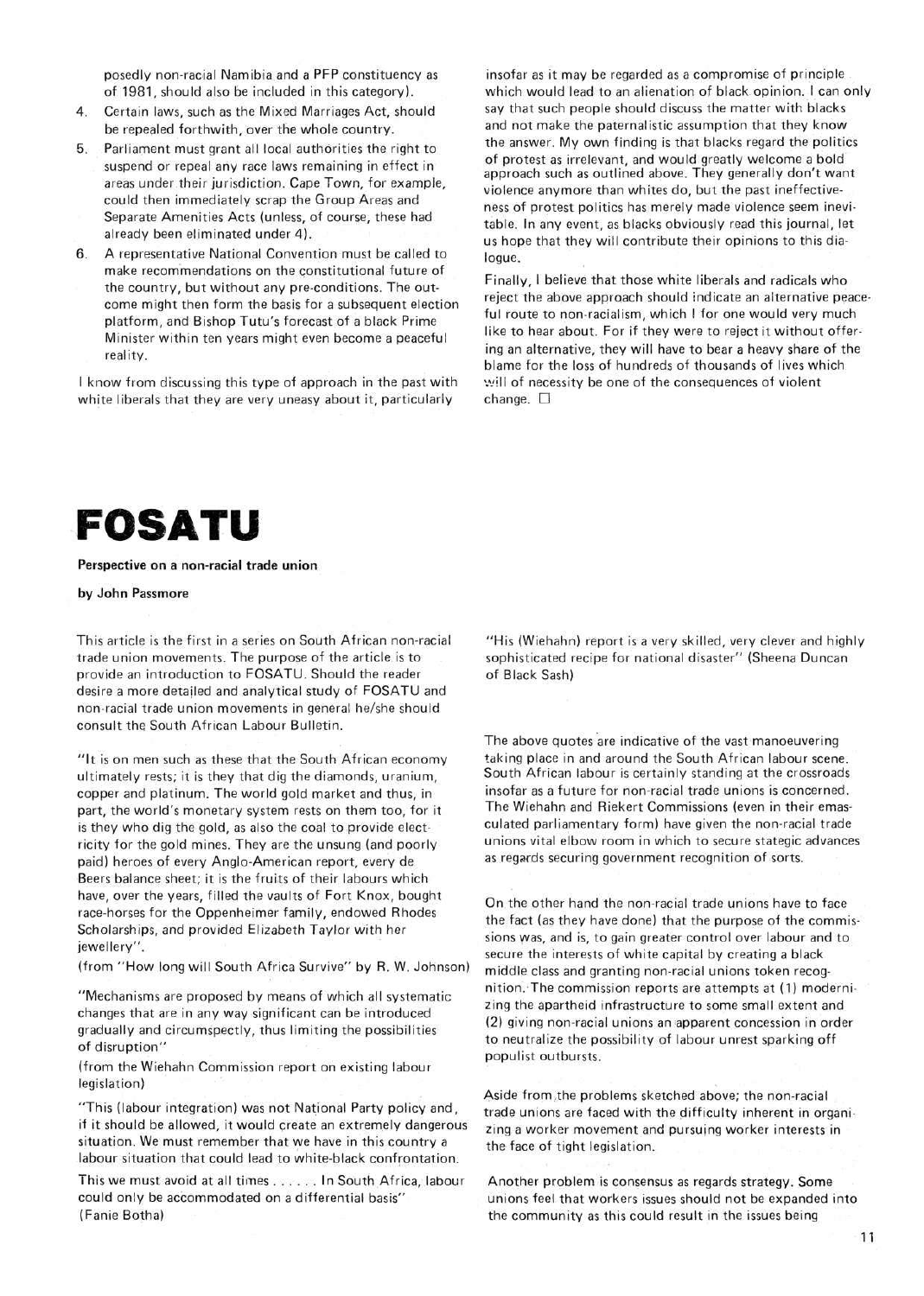posedly non-racial Namibia and a PFP constituency as of 1981, should also be included in this category).

4. Certain laws, such as the Mixed Marriages Act, should be repealed forthwith, over the whole country.
5. Parliament must grant all local authorities the right to suspend or repeal any race laws remaining in effect in areas under their jurisdiction. Cape Town, for example, could then immediately scrap the Group Areas and Separate Amenities Acts (unless, of course, these had already been eliminated under 4).
6. A representative National Convention must be called to make recommendations on the constitutional future of the country, but without any pre-conditions. The outcome might then form the basis for a subsequent election platform, and Bishop Tutu's forecast of a black Prime Minister within ten years might even become a peaceful reality.

I know from discussing this type of approach in the past with white liberals that they are very uneasy about it, particularly insofar as it may be regarded as a compromise of principle which would lead to an alienation of black opinion. I can only say that such people should discuss the matter with blacks and not make the paternalistic assumption that they know the answer. My own finding is that blacks regard the politics of protest as irrelevant, and would greatly welcome a bold approach such as outlined above. They generally don't want violence anymore than whites do, but the past ineffectiveness of protest politics has merely made violence seem inevitable. In any event, as blacks obviously read this journal, let us hope that they will contribute their opinions to this dialogue.

Finally, I believe that those white liberals and radicals who reject the above approach should indicate an alternative peaceful route to non-racialism, which I for one would very much like to hear about. For if they were to reject it without offering an alternative, they will have to bear a heavy share of the blame for the loss of hundreds of thousands of lives which will of necessity be one of the consequences of violent change. □

# FOSATU

**Perspective on a non-racial trade union**

**by John Passmore**

This article is the first in a series on South African non-racial trade union movements. The purpose of the article is to provide an introduction to FOSATU. Should the reader desire a more detailed and analytical study of FOSATU and non-racial trade union movements in general he/she should consult the South African Labour Bulletin.

"It is on men such as these that the South African economy ultimately rests; it is they that dig the diamonds, uranium, copper and platinum. The world gold market and thus, in part, the world's monetary system rests on them too, for it is they who dig the gold, as also the coal to provide electricity for the gold mines. They are the unsung (and poorly paid) heroes of every Anglo-American report, every de Beers balance sheet; it is the fruits of their labours which have, over the years, filled the vaults of Fort Knox, bought race-horses for the Oppenheimer family, endowed Rhodes Scholarships, and provided Elizabeth Taylor with her jewellery".
(from "How long will South Africa Survive" by R. W. Johnson)

"Mechanisms are proposed by means of which all systematic changes that are in any way significant can be introduced gradually and circumspectly, thus limiting the possibilities of disruption"
(from the Wiehahn Commission report on existing labour legislation)

"This (labour integration) was not National Party policy and, if it should be allowed, it would create an extremely dangerous situation. We must remember that we have in this country a labour situation that could lead to white-black confrontation. This we must avoid at all times . . . . . . In South Africa, labour could only be accommodated on a differential basis"
(Fanie Botha)

"His (Wiehahn) report is a very skilled, very clever and highly sophisticated recipe for national disaster" (Sheena Duncan of Black Sash)

The above quotes are indicative of the vast manoeuvering taking place in and around the South African labour scene. South African labour is certainly standing at the crossroads insofar as a future for non-racial trade unions is concerned. The Wiehahn and Riekert Commissions (even in their emasculated parliamentary form) have given the non-racial trade unions vital elbow room in which to secure stategic advances as regards securing government recognition of sorts.

On the other hand the non-racial trade unions have to face the fact (as they have done) that the purpose of the commissions was, and is, to gain greater control over labour and to secure the interests of white capital by creating a black middle class and granting non-racial unions token recognition. The commission reports are attempts at (1) modernizing the apartheid infrastructure to some small extent and (2) giving non-racial unions an apparent concession in order to neutralize the possibility of labour unrest sparking off populist outbursts.

Aside from the problems sketched above; the non-racial trade unions are faced with the difficulty inherent in organizing a worker movement and pursuing worker interests in the face of tight legislation.

Another problem is consensus as regards strategy. Some unions feel that workers issues should not be expanded into the community as this could result in the issues being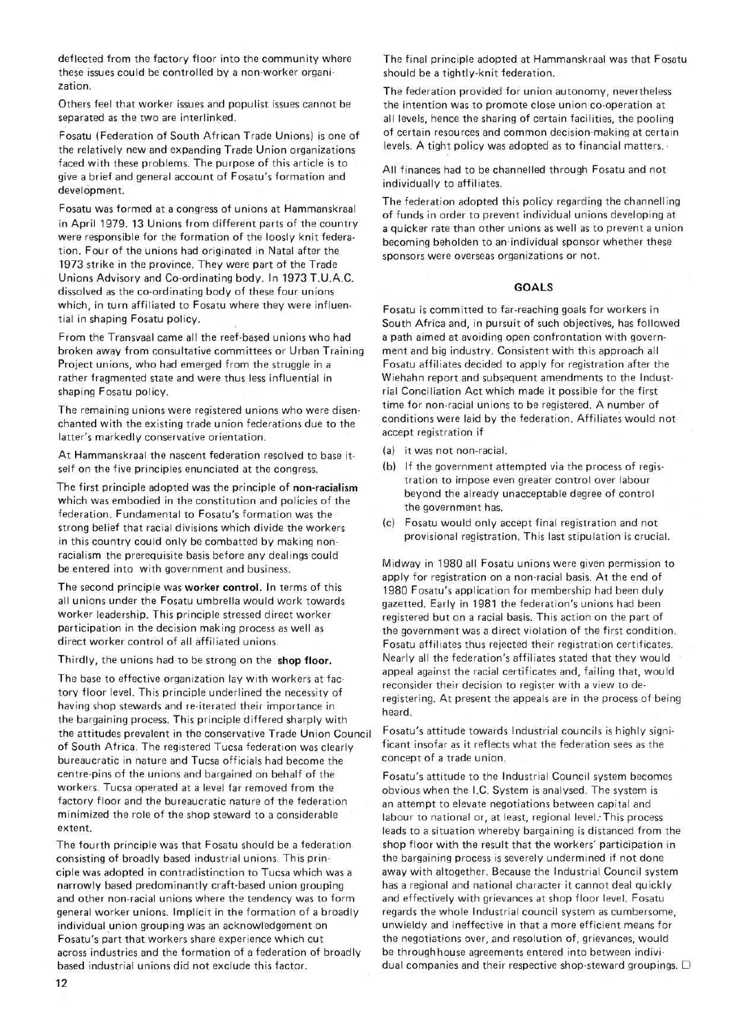deflected from the factory floor into the community where these issues could be controlled by a non-worker organization.

Others feel that worker issues and populist issues cannot be separated as the two are interlinked.

Fosatu (Federation of South African Trade Unions) is one of the relatively new and expanding Trade Union organizations faced with these problems. The purpose of this article is to give a brief and general account of Fosatu's formation and development.

Fosatu was formed at a congress of unions at Hammanskraal in April 1979. 13 Unions from different parts of the country were responsible for the formation of the loosly knit federation. Four of the unions had originated in Natal after the 1973 strike in the province. They were part of the Trade Unions Advisory and Co-ordinating body. In 1973 T.U.A.C. dissolved as the co-ordinating body of these four unions which, in turn affiliated to Fosatu where they were influential in shaping Fosatu policy.

From the Transvaal came all the reef-based unions who had broken away from consultative committees or Urban Training Project unions, who had emerged from the struggle in a rather fragmented state and were thus less influential in shaping Fosatu policy.

The remaining unions were registered unions who were disenchanted with the existing trade union federations due to the latter's markedly conservative orientation.

At Hammanskraal the nascent federation resolved to base itself on the five principles enunciated at the congress.

The first principle adopted was the principle of **non-racialism** which was embodied in the constitution and policies of the federation. Fundamental to Fosatu's formation was the strong belief that racial divisions which divide the workers in this country could only be combatted by making non-racialism the prerequisite basis before any dealings could be entered into with government and business.

The second principle was **worker control.** In terms of this all unions under the Fosatu umbrella would work towards worker leadership. This principle stressed direct worker participation in the decision making process as well as direct worker control of all affiliated unions.

Thirdly, the unions had to be strong on the **shop floor.**

The base to effective organization lay with workers at factory floor level. This principle underlined the necessity of having shop stewards and re-iterated their importance in the bargaining process. This principle differed sharply with the attitudes prevalent in the conservative Trade Union Council of South Africa. The registered Tucsa federation was clearly bureaucratic in nature and Tucsa officials had become the centre-pins of the unions and bargained on behalf of the workers. Tucsa operated at a level far removed from the factory floor and the bureaucratic nature of the federation minimized the role of the shop steward to a considerable extent.

The fourth principle was that Fosatu should be a federation consisting of broadly based industrial unions. This principle was adopted in contradistinction to Tucsa which was a narrowly based predominantly craft-based union grouping and other non-racial unions where the tendency was to form general worker unions. Implicit in the formation of a broadly individual union grouping was an acknowledgement on Fosatu's part that workers share experience which cut across industries and the formation of a federation of broadly based industrial unions did not exclude this factor.

The final principle adopted at Hammanskraal was that Fosatu should be a tightly-knit federation.

The federation provided for union autonomy, nevertheless the intention was to promote close union co-operation at all levels, hence the sharing of certain facilities, the pooling of certain resources and common decision-making at certain levels. A tight policy was adopted as to financial matters.

All finances had to be channelled through Fosatu and not individually to affiliates.

The federation adopted this policy regarding the channelling of funds in order to prevent individual unions developing at a quicker rate than other unions as well as to prevent a union becoming beholden to an individual sponsor whether these sponsors were overseas organizations or not.

## GOALS

Fosatu is committed to far-reaching goals for workers in South Africa and, in pursuit of such objectives, has followed a path aimed at avoiding open confrontation with government and big industry. Consistent with this approach all Fosatu affiliates decided to apply for registration after the Wiehahn report and subsequent amendments to the Industrial Conciliation Act which made it possible for the first time for non-racial unions to be registered. A number of conditions were laid by the federation. Affiliates would not accept registration if

(a) it was not non-racial.

(b) If the government attempted via the process of registration to impose even greater control over labour beyond the already unacceptable degree of control the government has.

(c) Fosatu would only accept final registration and not provisional registration. This last stipulation is crucial.

Midway in 1980 all Fosatu unions were given permission to apply for registration on a non-racial basis. At the end of 1980 Fosatu's application for membership had been duly gazetted. Early in 1981 the federation's unions had been registered but on a racial basis. This action on the part of the government was a direct violation of the first condition. Fosatu affiliates thus rejected their registration certificates. Nearly all the federation's affiliates stated that they would appeal against the racial certificates and, failing that, would reconsider their decision to register with a view to de-registering. At present the appeals are in the process of being heard.

Fosatu's attitude towards Industrial councils is highly significant insofar as it reflects what the federation sees as the concept of a trade union.

Fosatu's attitude to the Industrial Council system becomes obvious when the I.C. System is analysed. The system is an attempt to elevate negotiations between capital and labour to national or, at least, regional level. This process leads to a situation whereby bargaining is distanced from the shop floor with the result that the workers' participation in the bargaining process is severely undermined if not done away with altogether. Because the Industrial Council system has a regional and national character it cannot deal quickly and effectively with grievances at shop floor level. Fosatu regards the whole Industrial council system as cumbersome, unwieldy and ineffective in that a more efficient means for the negotiations over, and resolution of, grievances, would be through house agreements entered into between individual companies and their respective shop-steward groupings. □